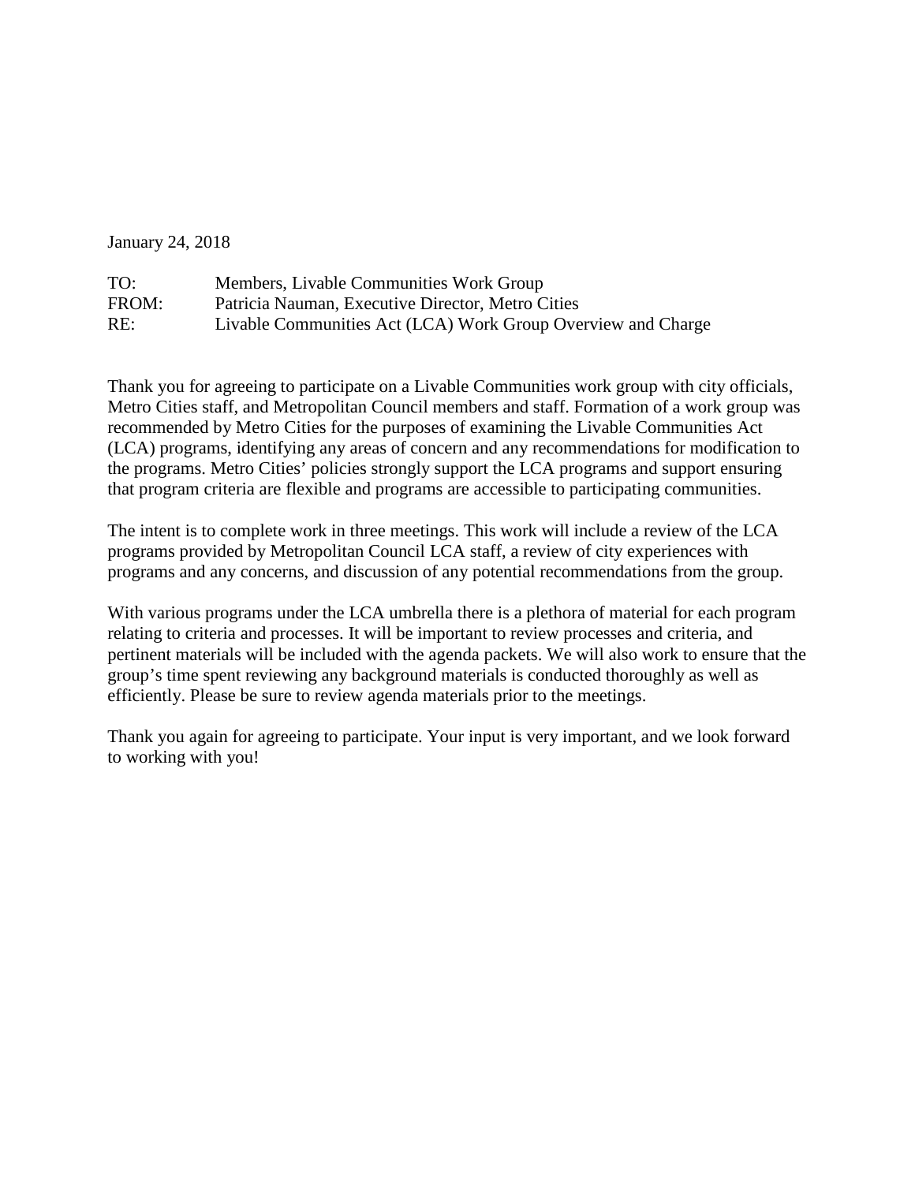January 24, 2018

TO: Members, Livable Communities Work Group
FROM: Patricia Nauman, Executive Director, Metro Cities
RE: Livable Communities Act (LCA) Work Group Overview and Charge

Thank you for agreeing to participate on a Livable Communities work group with city officials, Metro Cities staff, and Metropolitan Council members and staff. Formation of a work group was recommended by Metro Cities for the purposes of examining the Livable Communities Act (LCA) programs, identifying any areas of concern and any recommendations for modification to the programs. Metro Cities' policies strongly support the LCA programs and support ensuring that program criteria are flexible and programs are accessible to participating communities.

The intent is to complete work in three meetings. This work will include a review of the LCA programs provided by Metropolitan Council LCA staff, a review of city experiences with programs and any concerns, and discussion of any potential recommendations from the group.

With various programs under the LCA umbrella there is a plethora of material for each program relating to criteria and processes. It will be important to review processes and criteria, and pertinent materials will be included with the agenda packets. We will also work to ensure that the group's time spent reviewing any background materials is conducted thoroughly as well as efficiently. Please be sure to review agenda materials prior to the meetings.

Thank you again for agreeing to participate. Your input is very important, and we look forward to working with you!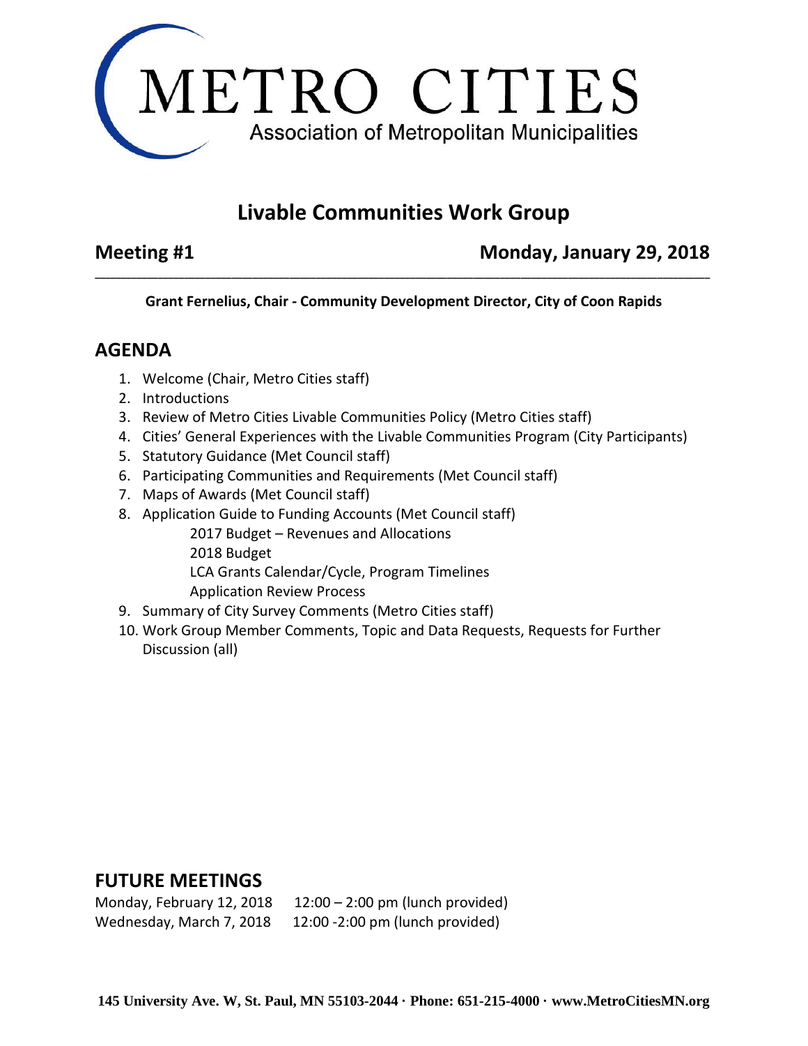# METRO CITIES

Association of Metropolitan Municipalities

## Livable Communities Work Group

**Meeting #1** **Monday, January 29, 2018**

**Grant Fernelius, Chair - Community Development Director, City of Coon Rapids**

## AGENDA

1. Welcome (Chair, Metro Cities staff)
2. Introductions
3. Review of Metro Cities Livable Communities Policy (Metro Cities staff)
4. Cities' General Experiences with the Livable Communities Program (City Participants)
5. Statutory Guidance (Met Council staff)
6. Participating Communities and Requirements (Met Council staff)
7. Maps of Awards (Met Council staff)
8. Application Guide to Funding Accounts (Met Council staff)
   - 2017 Budget – Revenues and Allocations
   - 2018 Budget
   - LCA Grants Calendar/Cycle, Program Timelines
   - Application Review Process
9. Summary of City Survey Comments (Metro Cities staff)
10. Work Group Member Comments, Topic and Data Requests, Requests for Further Discussion (all)

## FUTURE MEETINGS

Monday, February 12, 2018 12:00 – 2:00 pm (lunch provided)
Wednesday, March 7, 2018 12:00 -2:00 pm (lunch provided)

**145 University Ave. W, St. Paul, MN 55103-2044 · Phone: 651-215-4000 · www.MetroCitiesMN.org**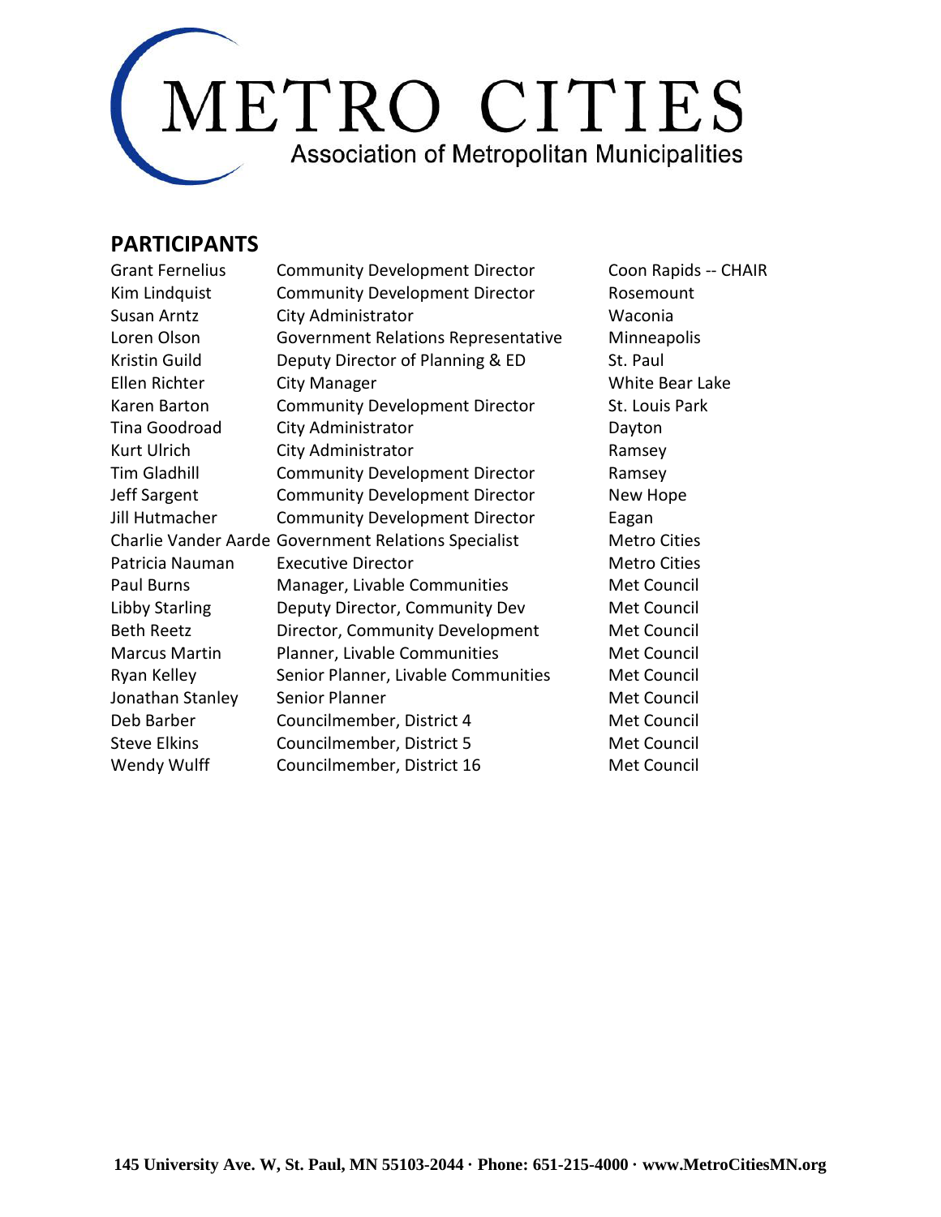# METRO CITIES

Association of Metropolitan Municipalities

## PARTICIPANTS

| | | |
|---|---|---|
| Grant Fernelius | Community Development Director | Coon Rapids -- CHAIR |
| Kim Lindquist | Community Development Director | Rosemount |
| Susan Arntz | City Administrator | Waconia |
| Loren Olson | Government Relations Representative | Minneapolis |
| Kristin Guild | Deputy Director of Planning & ED | St. Paul |
| Ellen Richter | City Manager | White Bear Lake |
| Karen Barton | Community Development Director | St. Louis Park |
| Tina Goodroad | City Administrator | Dayton |
| Kurt Ulrich | City Administrator | Ramsey |
| Tim Gladhill | Community Development Director | Ramsey |
| Jeff Sargent | Community Development Director | New Hope |
| Jill Hutmacher | Community Development Director | Eagan |
| Charlie Vander Aarde | Government Relations Specialist | Metro Cities |
| Patricia Nauman | Executive Director | Metro Cities |
| Paul Burns | Manager, Livable Communities | Met Council |
| Libby Starling | Deputy Director, Community Dev | Met Council |
| Beth Reetz | Director, Community Development | Met Council |
| Marcus Martin | Planner, Livable Communities | Met Council |
| Ryan Kelley | Senior Planner, Livable Communities | Met Council |
| Jonathan Stanley | Senior Planner | Met Council |
| Deb Barber | Councilmember, District 4 | Met Council |
| Steve Elkins | Councilmember, District 5 | Met Council |
| Wendy Wulff | Councilmember, District 16 | Met Council |

**145 University Ave. W, St. Paul, MN 55103-2044 · Phone: 651-215-4000 · www.MetroCitiesMN.org**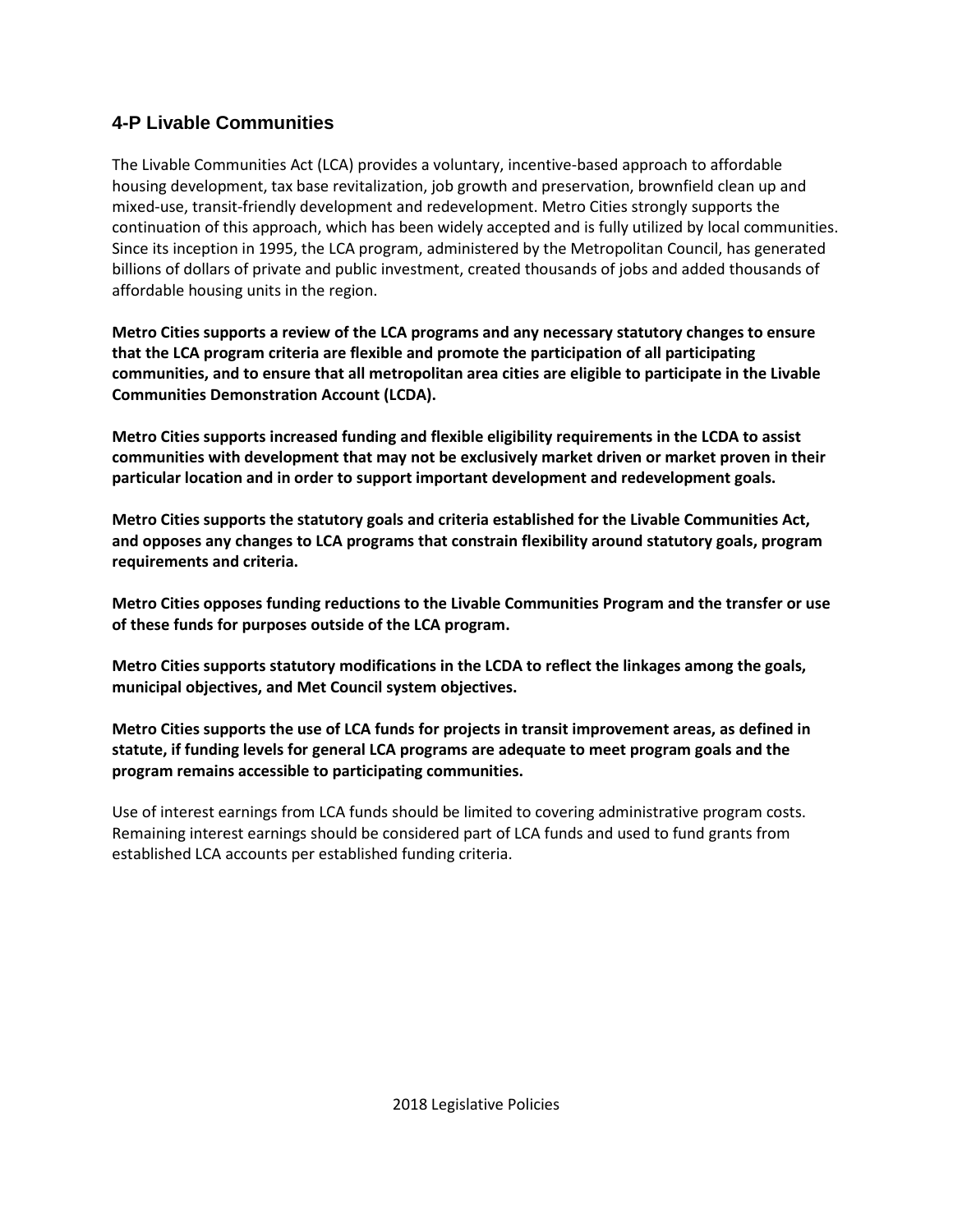## 4-P Livable Communities

The Livable Communities Act (LCA) provides a voluntary, incentive-based approach to affordable housing development, tax base revitalization, job growth and preservation, brownfield clean up and mixed-use, transit-friendly development and redevelopment. Metro Cities strongly supports the continuation of this approach, which has been widely accepted and is fully utilized by local communities. Since its inception in 1995, the LCA program, administered by the Metropolitan Council, has generated billions of dollars of private and public investment, created thousands of jobs and added thousands of affordable housing units in the region.

**Metro Cities supports a review of the LCA programs and any necessary statutory changes to ensure that the LCA program criteria are flexible and promote the participation of all participating communities, and to ensure that all metropolitan area cities are eligible to participate in the Livable Communities Demonstration Account (LCDA).**

**Metro Cities supports increased funding and flexible eligibility requirements in the LCDA to assist communities with development that may not be exclusively market driven or market proven in their particular location and in order to support important development and redevelopment goals.**

**Metro Cities supports the statutory goals and criteria established for the Livable Communities Act, and opposes any changes to LCA programs that constrain flexibility around statutory goals, program requirements and criteria.**

**Metro Cities opposes funding reductions to the Livable Communities Program and the transfer or use of these funds for purposes outside of the LCA program.**

**Metro Cities supports statutory modifications in the LCDA to reflect the linkages among the goals, municipal objectives, and Met Council system objectives.**

**Metro Cities supports the use of LCA funds for projects in transit improvement areas, as defined in statute, if funding levels for general LCA programs are adequate to meet program goals and the program remains accessible to participating communities.**

Use of interest earnings from LCA funds should be limited to covering administrative program costs. Remaining interest earnings should be considered part of LCA funds and used to fund grants from established LCA accounts per established funding criteria.